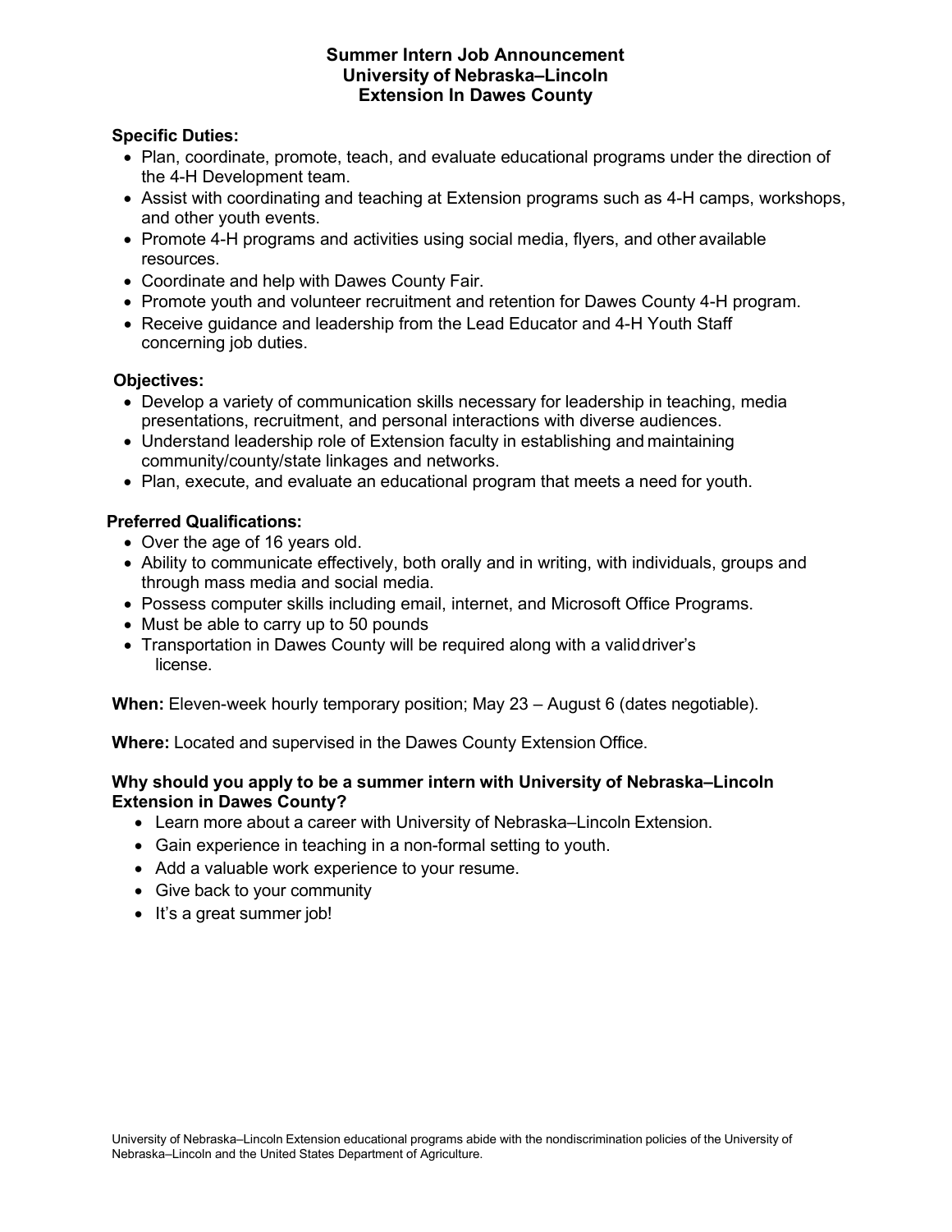# Summer Intern Job Announcement
# University of Nebraska–Lincoln
# Extension In Dawes County

**Specific Duties:**

- Plan, coordinate, promote, teach, and evaluate educational programs under the direction of the 4-H Development team.
- Assist with coordinating and teaching at Extension programs such as 4-H camps, workshops, and other youth events.
- Promote 4-H programs and activities using social media, flyers, and other available resources.
- Coordinate and help with Dawes County Fair.
- Promote youth and volunteer recruitment and retention for Dawes County 4-H program.
- Receive guidance and leadership from the Lead Educator and 4-H Youth Staff concerning job duties.

**Objectives:**

- Develop a variety of communication skills necessary for leadership in teaching, media presentations, recruitment, and personal interactions with diverse audiences.
- Understand leadership role of Extension faculty in establishing and maintaining community/county/state linkages and networks.
- Plan, execute, and evaluate an educational program that meets a need for youth.

**Preferred Qualifications:**

- Over the age of 16 years old.
- Ability to communicate effectively, both orally and in writing, with individuals, groups and through mass media and social media.
- Possess computer skills including email, internet, and Microsoft Office Programs.
- Must be able to carry up to 50 pounds
- Transportation in Dawes County will be required along with a valid driver's license.

**When:** Eleven-week hourly temporary position; May 23 – August 6 (dates negotiable).

**Where:** Located and supervised in the Dawes County Extension Office.

**Why should you apply to be a summer intern with University of Nebraska–Lincoln Extension in Dawes County?**

- Learn more about a career with University of Nebraska–Lincoln Extension.
- Gain experience in teaching in a non-formal setting to youth.
- Add a valuable work experience to your resume.
- Give back to your community
- It's a great summer job!

University of Nebraska–Lincoln Extension educational programs abide with the nondiscrimination policies of the University of Nebraska–Lincoln and the United States Department of Agriculture.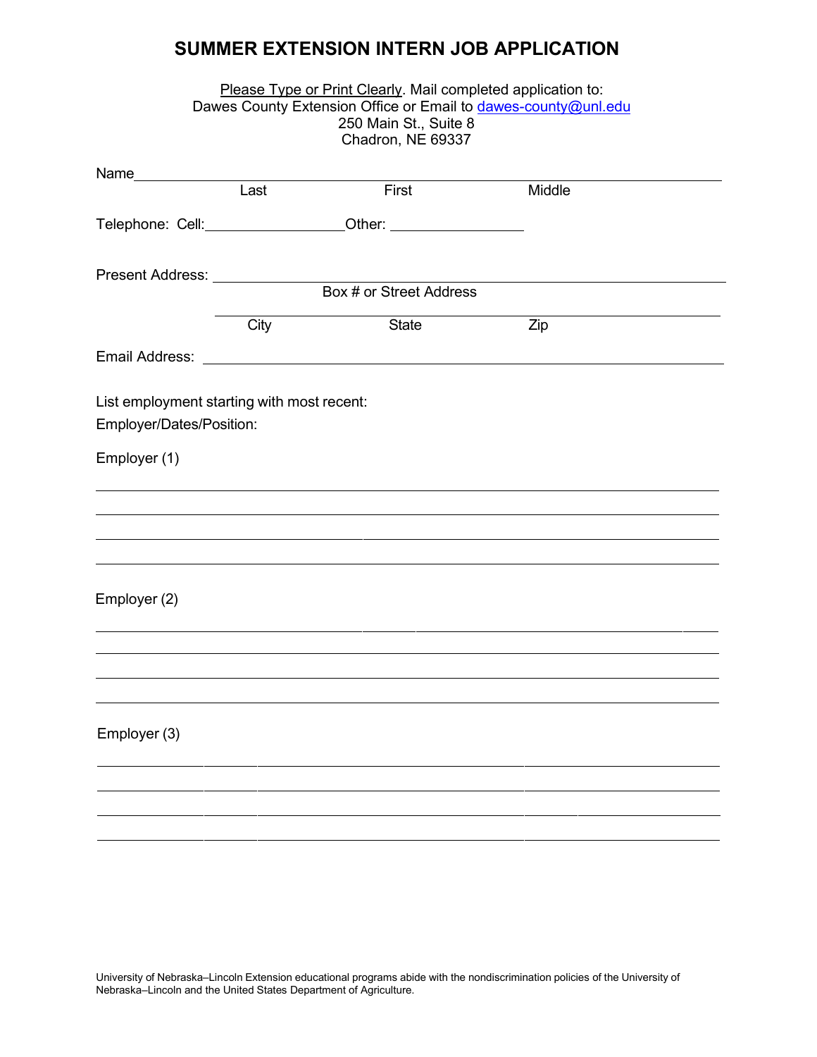# SUMMER EXTENSION INTERN JOB APPLICATION

Please Type or Print Clearly. Mail completed application to:
Dawes County Extension Office or Email to dawes-county@unl.edu
250 Main St., Suite 8
Chadron, NE 69337

Name\_\_\_\_\_\_\_\_\_\_\_\_\_\_\_\_\_\_\_\_\_\_\_\_\_\_\_\_\_\_\_\_\_\_\_\_\_\_\_\_\_\_\_\_\_\_\_\_\_\_\_\_\_\_\_\_

Last First Middle

Telephone: Cell:\_\_\_\_\_\_\_\_\_\_\_\_\_\_\_\_\_\_Other: \_\_\_\_\_\_\_\_\_\_\_\_\_\_\_\_\_\_

Present Address: \_\_\_\_\_\_\_\_\_\_\_\_\_\_\_\_\_\_\_\_\_\_\_\_\_\_\_\_\_\_\_\_\_\_\_\_\_\_\_\_\_\_\_\_\_\_\_\_

Box # or Street Address

\_\_\_\_\_\_\_\_\_\_\_\_\_\_\_\_\_\_\_\_\_\_\_\_\_\_\_\_\_\_\_\_\_\_\_\_\_\_\_\_\_\_\_\_\_\_\_\_

City State Zip

Email Address: \_\_\_\_\_\_\_\_\_\_\_\_\_\_\_\_\_\_\_\_\_\_\_\_\_\_\_\_\_\_\_\_\_\_\_\_\_\_\_\_\_\_\_\_\_\_\_\_

List employment starting with most recent:

Employer/Dates/Position:

Employer (1)

\_\_\_\_\_\_\_\_\_\_\_\_\_\_\_\_\_\_\_\_\_\_\_\_\_\_\_\_\_\_\_\_\_\_\_\_\_\_\_\_\_\_\_\_\_\_\_\_\_\_\_\_\_\_\_\_\_\_\_\_

\_\_\_\_\_\_\_\_\_\_\_\_\_\_\_\_\_\_\_\_\_\_\_\_\_\_\_\_\_\_\_\_\_\_\_\_\_\_\_\_\_\_\_\_\_\_\_\_\_\_\_\_\_\_\_\_\_\_\_\_

\_\_\_\_\_\_\_\_\_\_\_\_\_\_\_\_\_\_\_\_\_\_\_\_\_\_\_\_\_\_\_\_\_\_\_\_\_\_\_\_\_\_\_\_\_\_\_\_\_\_\_\_\_\_\_\_\_\_\_\_

\_\_\_\_\_\_\_\_\_\_\_\_\_\_\_\_\_\_\_\_\_\_\_\_\_\_\_\_\_\_\_\_\_\_\_\_\_\_\_\_\_\_\_\_\_\_\_\_\_\_\_\_\_\_\_\_\_\_\_\_

Employer (2)

\_\_\_\_\_\_\_\_\_\_\_\_\_\_\_\_\_\_\_\_\_\_\_\_\_\_\_\_\_\_\_\_\_\_\_\_\_\_\_\_\_\_\_\_\_\_\_\_\_\_\_\_\_\_\_\_\_\_\_\_

\_\_\_\_\_\_\_\_\_\_\_\_\_\_\_\_\_\_\_\_\_\_\_\_\_\_\_\_\_\_\_\_\_\_\_\_\_\_\_\_\_\_\_\_\_\_\_\_\_\_\_\_\_\_\_\_\_\_\_\_

\_\_\_\_\_\_\_\_\_\_\_\_\_\_\_\_\_\_\_\_\_\_\_\_\_\_\_\_\_\_\_\_\_\_\_\_\_\_\_\_\_\_\_\_\_\_\_\_\_\_\_\_\_\_\_\_\_\_\_\_

\_\_\_\_\_\_\_\_\_\_\_\_\_\_\_\_\_\_\_\_\_\_\_\_\_\_\_\_\_\_\_\_\_\_\_\_\_\_\_\_\_\_\_\_\_\_\_\_\_\_\_\_\_\_\_\_\_\_\_\_

Employer (3)

\_\_\_\_\_\_\_\_\_\_\_\_\_\_\_\_\_\_\_\_\_\_\_\_\_\_\_\_\_\_\_\_\_\_\_\_\_\_\_\_\_\_\_\_\_\_\_\_\_\_\_\_\_\_\_\_\_\_\_\_

\_\_\_\_\_\_\_\_\_\_\_\_\_\_\_\_\_\_\_\_\_\_\_\_\_\_\_\_\_\_\_\_\_\_\_\_\_\_\_\_\_\_\_\_\_\_\_\_\_\_\_\_\_\_\_\_\_\_\_\_

\_\_\_\_\_\_\_\_\_\_\_\_\_\_\_\_\_\_\_\_\_\_\_\_\_\_\_\_\_\_\_\_\_\_\_\_\_\_\_\_\_\_\_\_\_\_\_\_\_\_\_\_\_\_\_\_\_\_\_\_

\_\_\_\_\_\_\_\_\_\_\_\_\_\_\_\_\_\_\_\_\_\_\_\_\_\_\_\_\_\_\_\_\_\_\_\_\_\_\_\_\_\_\_\_\_\_\_\_\_\_\_\_\_\_\_\_\_\_\_\_

University of Nebraska–Lincoln Extension educational programs abide with the nondiscrimination policies of the University of Nebraska–Lincoln and the United States Department of Agriculture.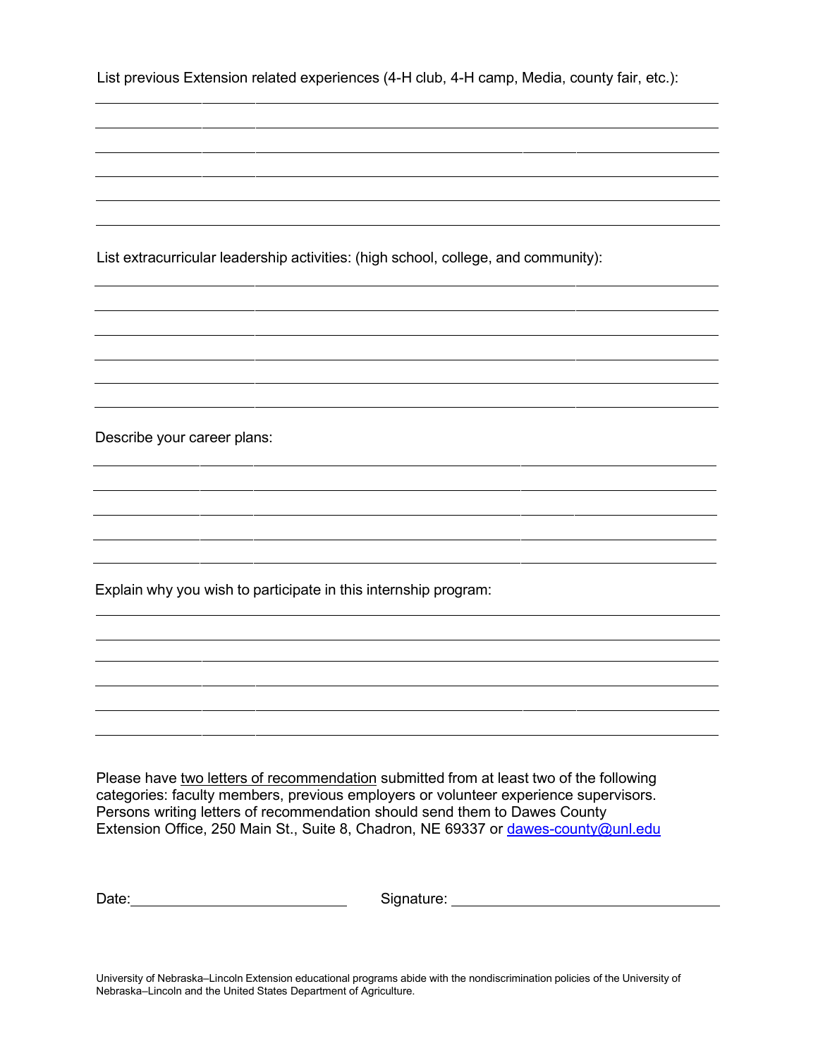List previous Extension related experiences (4-H club, 4-H camp, Media, county fair, etc.):

\_\_\_\_\_\_\_\_\_\_\_\_\_\_\_\_\_\_\_\_\_\_\_\_\_\_\_\_\_\_\_\_\_\_\_\_\_\_\_\_\_\_\_\_\_\_\_\_\_\_\_\_\_\_\_\_\_\_\_\_\_\_\_\_\_\_\_\_\_\_\_\_\_\_\_\_\_\_

\_\_\_\_\_\_\_\_\_\_\_\_\_\_\_\_\_\_\_\_\_\_\_\_\_\_\_\_\_\_\_\_\_\_\_\_\_\_\_\_\_\_\_\_\_\_\_\_\_\_\_\_\_\_\_\_\_\_\_\_\_\_\_\_\_\_\_\_\_\_\_\_\_\_\_\_\_\_

\_\_\_\_\_\_\_\_\_\_\_\_\_\_\_\_\_\_\_\_\_\_\_\_\_\_\_\_\_\_\_\_\_\_\_\_\_\_\_\_\_\_\_\_\_\_\_\_\_\_\_\_\_\_\_\_\_\_\_\_\_\_\_\_\_\_\_\_\_\_\_\_\_\_\_\_\_\_

\_\_\_\_\_\_\_\_\_\_\_\_\_\_\_\_\_\_\_\_\_\_\_\_\_\_\_\_\_\_\_\_\_\_\_\_\_\_\_\_\_\_\_\_\_\_\_\_\_\_\_\_\_\_\_\_\_\_\_\_\_\_\_\_\_\_\_\_\_\_\_\_\_\_\_\_\_\_

\_\_\_\_\_\_\_\_\_\_\_\_\_\_\_\_\_\_\_\_\_\_\_\_\_\_\_\_\_\_\_\_\_\_\_\_\_\_\_\_\_\_\_\_\_\_\_\_\_\_\_\_\_\_\_\_\_\_\_\_\_\_\_\_\_\_\_\_\_\_\_\_\_\_\_\_\_\_

\_\_\_\_\_\_\_\_\_\_\_\_\_\_\_\_\_\_\_\_\_\_\_\_\_\_\_\_\_\_\_\_\_\_\_\_\_\_\_\_\_\_\_\_\_\_\_\_\_\_\_\_\_\_\_\_\_\_\_\_\_\_\_\_\_\_\_\_\_\_\_\_\_\_\_\_\_\_

List extracurricular leadership activities: (high school, college, and community):

\_\_\_\_\_\_\_\_\_\_\_\_\_\_\_\_\_\_\_\_\_\_\_\_\_\_\_\_\_\_\_\_\_\_\_\_\_\_\_\_\_\_\_\_\_\_\_\_\_\_\_\_\_\_\_\_\_\_\_\_\_\_\_\_\_\_\_\_\_\_\_\_\_\_\_\_\_\_

\_\_\_\_\_\_\_\_\_\_\_\_\_\_\_\_\_\_\_\_\_\_\_\_\_\_\_\_\_\_\_\_\_\_\_\_\_\_\_\_\_\_\_\_\_\_\_\_\_\_\_\_\_\_\_\_\_\_\_\_\_\_\_\_\_\_\_\_\_\_\_\_\_\_\_\_\_\_

\_\_\_\_\_\_\_\_\_\_\_\_\_\_\_\_\_\_\_\_\_\_\_\_\_\_\_\_\_\_\_\_\_\_\_\_\_\_\_\_\_\_\_\_\_\_\_\_\_\_\_\_\_\_\_\_\_\_\_\_\_\_\_\_\_\_\_\_\_\_\_\_\_\_\_\_\_\_

\_\_\_\_\_\_\_\_\_\_\_\_\_\_\_\_\_\_\_\_\_\_\_\_\_\_\_\_\_\_\_\_\_\_\_\_\_\_\_\_\_\_\_\_\_\_\_\_\_\_\_\_\_\_\_\_\_\_\_\_\_\_\_\_\_\_\_\_\_\_\_\_\_\_\_\_\_\_

\_\_\_\_\_\_\_\_\_\_\_\_\_\_\_\_\_\_\_\_\_\_\_\_\_\_\_\_\_\_\_\_\_\_\_\_\_\_\_\_\_\_\_\_\_\_\_\_\_\_\_\_\_\_\_\_\_\_\_\_\_\_\_\_\_\_\_\_\_\_\_\_\_\_\_\_\_\_

\_\_\_\_\_\_\_\_\_\_\_\_\_\_\_\_\_\_\_\_\_\_\_\_\_\_\_\_\_\_\_\_\_\_\_\_\_\_\_\_\_\_\_\_\_\_\_\_\_\_\_\_\_\_\_\_\_\_\_\_\_\_\_\_\_\_\_\_\_\_\_\_\_\_\_\_\_\_

Describe your career plans:

\_\_\_\_\_\_\_\_\_\_\_\_\_\_\_\_\_\_\_\_\_\_\_\_\_\_\_\_\_\_\_\_\_\_\_\_\_\_\_\_\_\_\_\_\_\_\_\_\_\_\_\_\_\_\_\_\_\_\_\_\_\_\_\_\_\_\_\_\_\_\_\_\_\_\_\_\_\_

\_\_\_\_\_\_\_\_\_\_\_\_\_\_\_\_\_\_\_\_\_\_\_\_\_\_\_\_\_\_\_\_\_\_\_\_\_\_\_\_\_\_\_\_\_\_\_\_\_\_\_\_\_\_\_\_\_\_\_\_\_\_\_\_\_\_\_\_\_\_\_\_\_\_\_\_\_\_

\_\_\_\_\_\_\_\_\_\_\_\_\_\_\_\_\_\_\_\_\_\_\_\_\_\_\_\_\_\_\_\_\_\_\_\_\_\_\_\_\_\_\_\_\_\_\_\_\_\_\_\_\_\_\_\_\_\_\_\_\_\_\_\_\_\_\_\_\_\_\_\_\_\_\_\_\_\_

\_\_\_\_\_\_\_\_\_\_\_\_\_\_\_\_\_\_\_\_\_\_\_\_\_\_\_\_\_\_\_\_\_\_\_\_\_\_\_\_\_\_\_\_\_\_\_\_\_\_\_\_\_\_\_\_\_\_\_\_\_\_\_\_\_\_\_\_\_\_\_\_\_\_\_\_\_\_

\_\_\_\_\_\_\_\_\_\_\_\_\_\_\_\_\_\_\_\_\_\_\_\_\_\_\_\_\_\_\_\_\_\_\_\_\_\_\_\_\_\_\_\_\_\_\_\_\_\_\_\_\_\_\_\_\_\_\_\_\_\_\_\_\_\_\_\_\_\_\_\_\_\_\_\_\_\_

Explain why you wish to participate in this internship program:

\_\_\_\_\_\_\_\_\_\_\_\_\_\_\_\_\_\_\_\_\_\_\_\_\_\_\_\_\_\_\_\_\_\_\_\_\_\_\_\_\_\_\_\_\_\_\_\_\_\_\_\_\_\_\_\_\_\_\_\_\_\_\_\_\_\_\_\_\_\_\_\_\_\_\_\_\_\_

\_\_\_\_\_\_\_\_\_\_\_\_\_\_\_\_\_\_\_\_\_\_\_\_\_\_\_\_\_\_\_\_\_\_\_\_\_\_\_\_\_\_\_\_\_\_\_\_\_\_\_\_\_\_\_\_\_\_\_\_\_\_\_\_\_\_\_\_\_\_\_\_\_\_\_\_\_\_

\_\_\_\_\_\_\_\_\_\_\_\_\_\_\_\_\_\_\_\_\_\_\_\_\_\_\_\_\_\_\_\_\_\_\_\_\_\_\_\_\_\_\_\_\_\_\_\_\_\_\_\_\_\_\_\_\_\_\_\_\_\_\_\_\_\_\_\_\_\_\_\_\_\_\_\_\_\_

\_\_\_\_\_\_\_\_\_\_\_\_\_\_\_\_\_\_\_\_\_\_\_\_\_\_\_\_\_\_\_\_\_\_\_\_\_\_\_\_\_\_\_\_\_\_\_\_\_\_\_\_\_\_\_\_\_\_\_\_\_\_\_\_\_\_\_\_\_\_\_\_\_\_\_\_\_\_

\_\_\_\_\_\_\_\_\_\_\_\_\_\_\_\_\_\_\_\_\_\_\_\_\_\_\_\_\_\_\_\_\_\_\_\_\_\_\_\_\_\_\_\_\_\_\_\_\_\_\_\_\_\_\_\_\_\_\_\_\_\_\_\_\_\_\_\_\_\_\_\_\_\_\_\_\_\_

\_\_\_\_\_\_\_\_\_\_\_\_\_\_\_\_\_\_\_\_\_\_\_\_\_\_\_\_\_\_\_\_\_\_\_\_\_\_\_\_\_\_\_\_\_\_\_\_\_\_\_\_\_\_\_\_\_\_\_\_\_\_\_\_\_\_\_\_\_\_\_\_\_\_\_\_\_\_

Please have <u>two letters of recommendation</u> submitted from at least two of the following categories: faculty members, previous employers or volunteer experience supervisors. Persons writing letters of recommendation should send them to Dawes County Extension Office, 250 Main St., Suite 8, Chadron, NE 69337 or [dawes-county@unl.edu](mailto:dawes-county@unl.edu)

Date:\_\_\_\_\_\_\_\_\_\_\_\_\_\_\_\_\_\_\_\_\_\_\_\_\_\_ Signature: \_\_\_\_\_\_\_\_\_\_\_\_\_\_\_\_\_\_\_\_\_\_\_\_\_\_\_\_\_\_\_\_\_

University of Nebraska–Lincoln Extension educational programs abide with the nondiscrimination policies of the University of Nebraska–Lincoln and the United States Department of Agriculture.